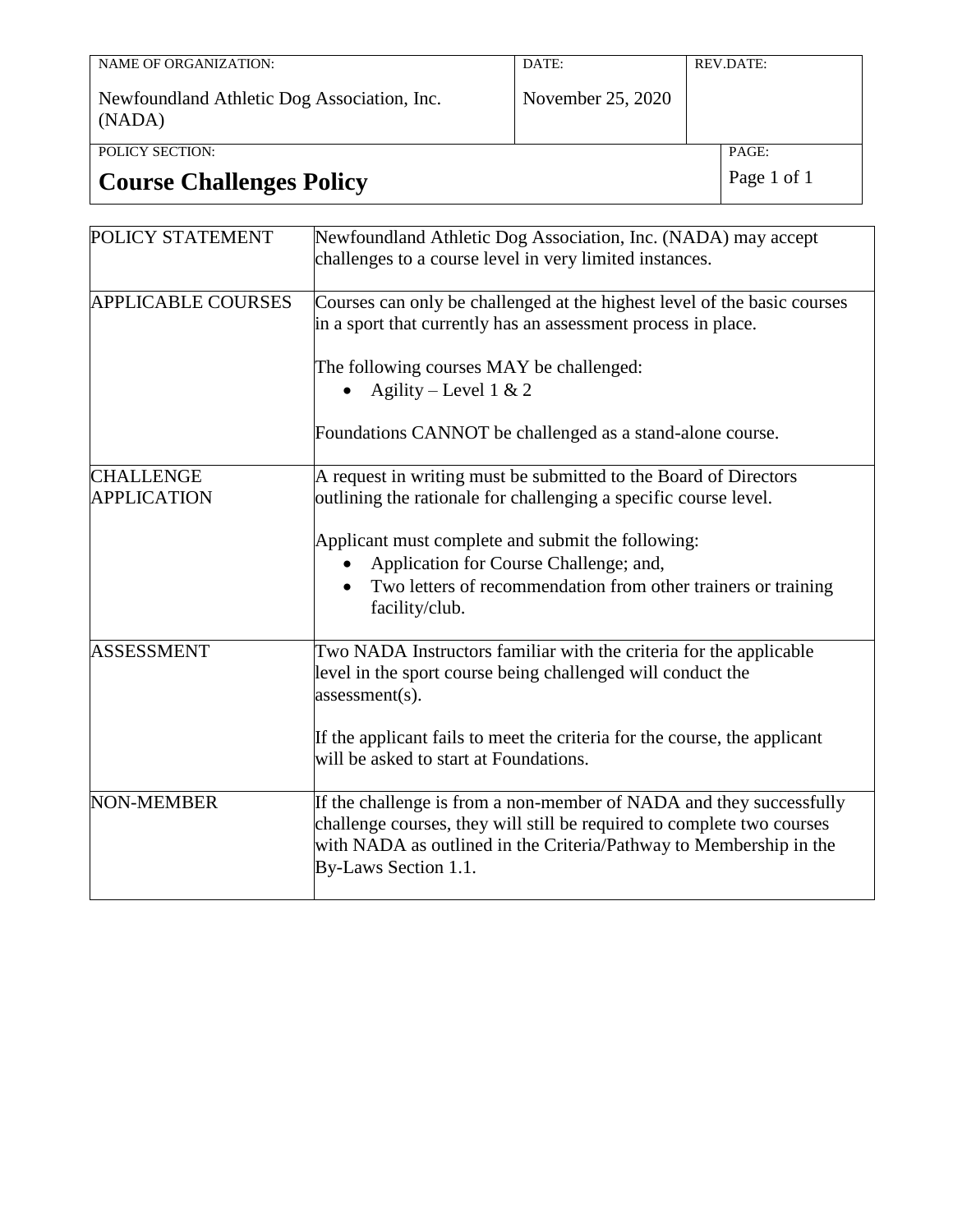| NAME OF ORGANIZATION: | DATE: | REV.DATE: |
|---|---|---|
| Newfoundland Athletic Dog Association, Inc. (NADA) | November 25, 2020 | |
| POLICY SECTION: **Course Challenges Policy** | | PAGE: Page 1 of 1 |

| POLICY STATEMENT | Newfoundland Athletic Dog Association, Inc. (NADA) may accept challenges to a course level in very limited instances. |
|---|---|
| APPLICABLE COURSES | Courses can only be challenged at the highest level of the basic courses in a sport that currently has an assessment process in place.<br><br>The following courses MAY be challenged:<br>• Agility – Level 1 & 2<br><br>Foundations CANNOT be challenged as a stand-alone course. |
| CHALLENGE APPLICATION | A request in writing must be submitted to the Board of Directors outlining the rationale for challenging a specific course level.<br><br>Applicant must complete and submit the following:<br>• Application for Course Challenge; and,<br>• Two letters of recommendation from other trainers or training facility/club. |
| ASSESSMENT | Two NADA Instructors familiar with the criteria for the applicable level in the sport course being challenged will conduct the assessment(s).<br><br>If the applicant fails to meet the criteria for the course, the applicant will be asked to start at Foundations. |
| NON-MEMBER | If the challenge is from a non-member of NADA and they successfully challenge courses, they will still be required to complete two courses with NADA as outlined in the Criteria/Pathway to Membership in the By-Laws Section 1.1. |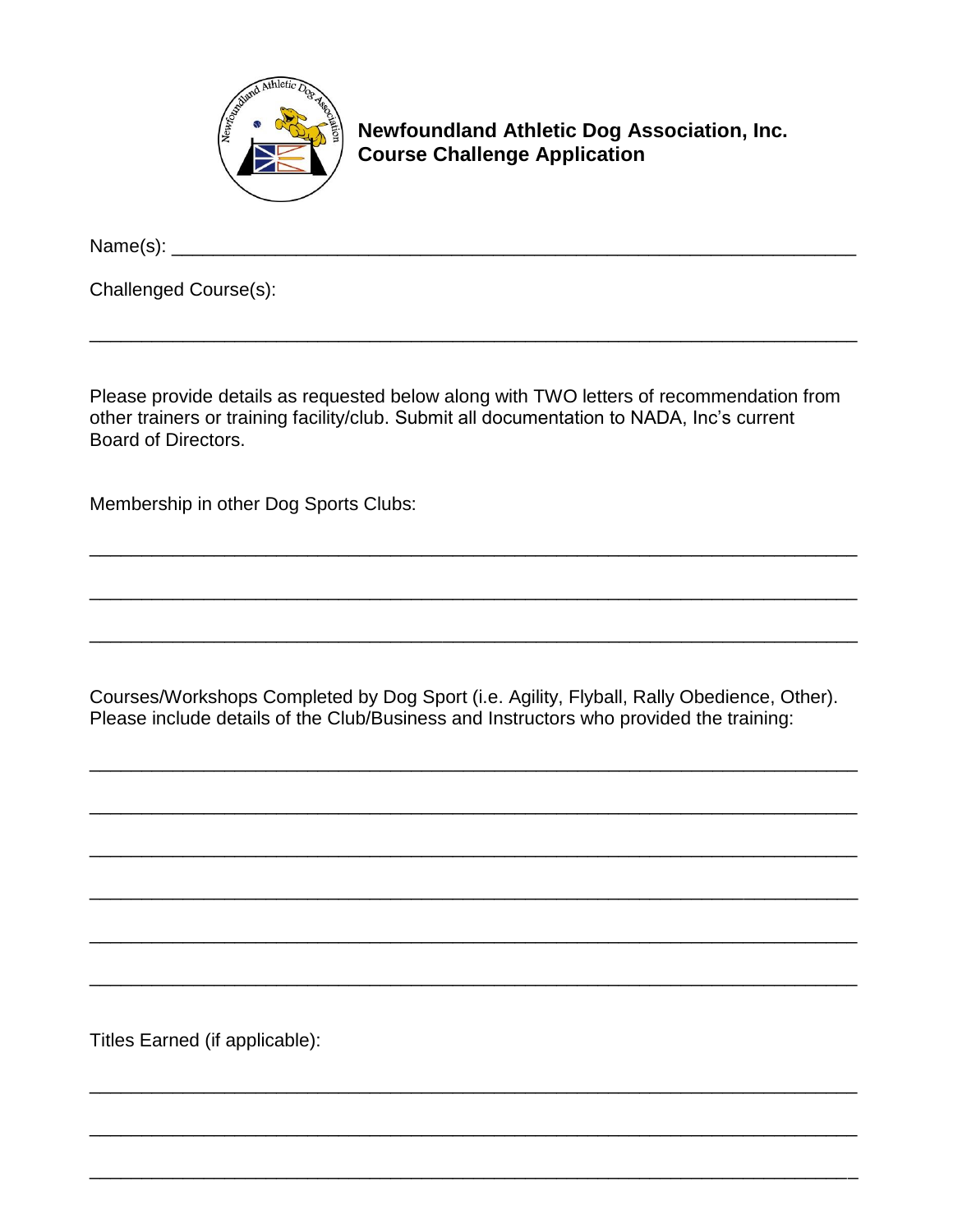**Newfoundland Athletic Dog Association, Inc.**
**Course Challenge Application**

Name(s): ______________________________________________________________

Challenged Course(s):

______________________________________________________________

Please provide details as requested below along with TWO letters of recommendation from other trainers or training facility/club. Submit all documentation to NADA, Inc's current Board of Directors.

Membership in other Dog Sports Clubs:

______________________________________________________________

______________________________________________________________

______________________________________________________________

Courses/Workshops Completed by Dog Sport (i.e. Agility, Flyball, Rally Obedience, Other). Please include details of the Club/Business and Instructors who provided the training:

______________________________________________________________

______________________________________________________________

______________________________________________________________

______________________________________________________________

______________________________________________________________

______________________________________________________________

Titles Earned (if applicable):

______________________________________________________________

______________________________________________________________

______________________________________________________________